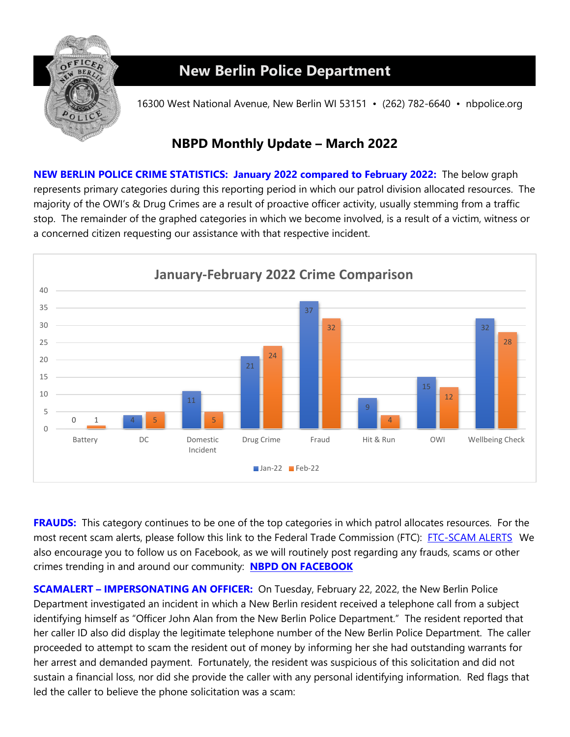# New Berlin Police Department

16300 West National Avenue, New Berlin WI 53151 • (262) 782-6640 • nbpolice.org

## NBPD Monthly Update – March 2022

**NEW BERLIN POLICE CRIME STATISTICS: January 2022 compared to February 2022:** The below graph represents primary categories during this reporting period in which our patrol division allocated resources. The majority of the OWI's & Drug Crimes are a result of proactive officer activity, usually stemming from a traffic stop. The remainder of the graphed categories in which we become involved, is a result of a victim, witness or a concerned citizen requesting our assistance with that respective incident.

**January-February 2022 Crime Comparison**

| Category | Jan-22 | Feb-22 |
| --- | --- | --- |
| Battery | 0 | 1 |
| DC | 4 | 5 |
| Domestic Incident | 11 | 5 |
| Drug Crime | 21 | 24 |
| Fraud | 37 | 32 |
| Hit & Run | 9 | 4 |
| OWI | 15 | 12 |
| Wellbeing Check | 32 | 28 |

**FRAUDS:** This category continues to be one of the top categories in which patrol allocates resources. For the most recent scam alerts, please follow this link to the Federal Trade Commission (FTC): FTC-SCAM ALERTS We also encourage you to follow us on Facebook, as we will routinely post regarding any frauds, scams or other crimes trending in and around our community: **NBPD ON FACEBOOK**

**SCAMALERT – IMPERSONATING AN OFFICER:** On Tuesday, February 22, 2022, the New Berlin Police Department investigated an incident in which a New Berlin resident received a telephone call from a subject identifying himself as "Officer John Alan from the New Berlin Police Department." The resident reported that her caller ID also did display the legitimate telephone number of the New Berlin Police Department. The caller proceeded to attempt to scam the resident out of money by informing her she had outstanding warrants for her arrest and demanded payment. Fortunately, the resident was suspicious of this solicitation and did not sustain a financial loss, nor did she provide the caller with any personal identifying information. Red flags that led the caller to believe the phone solicitation was a scam: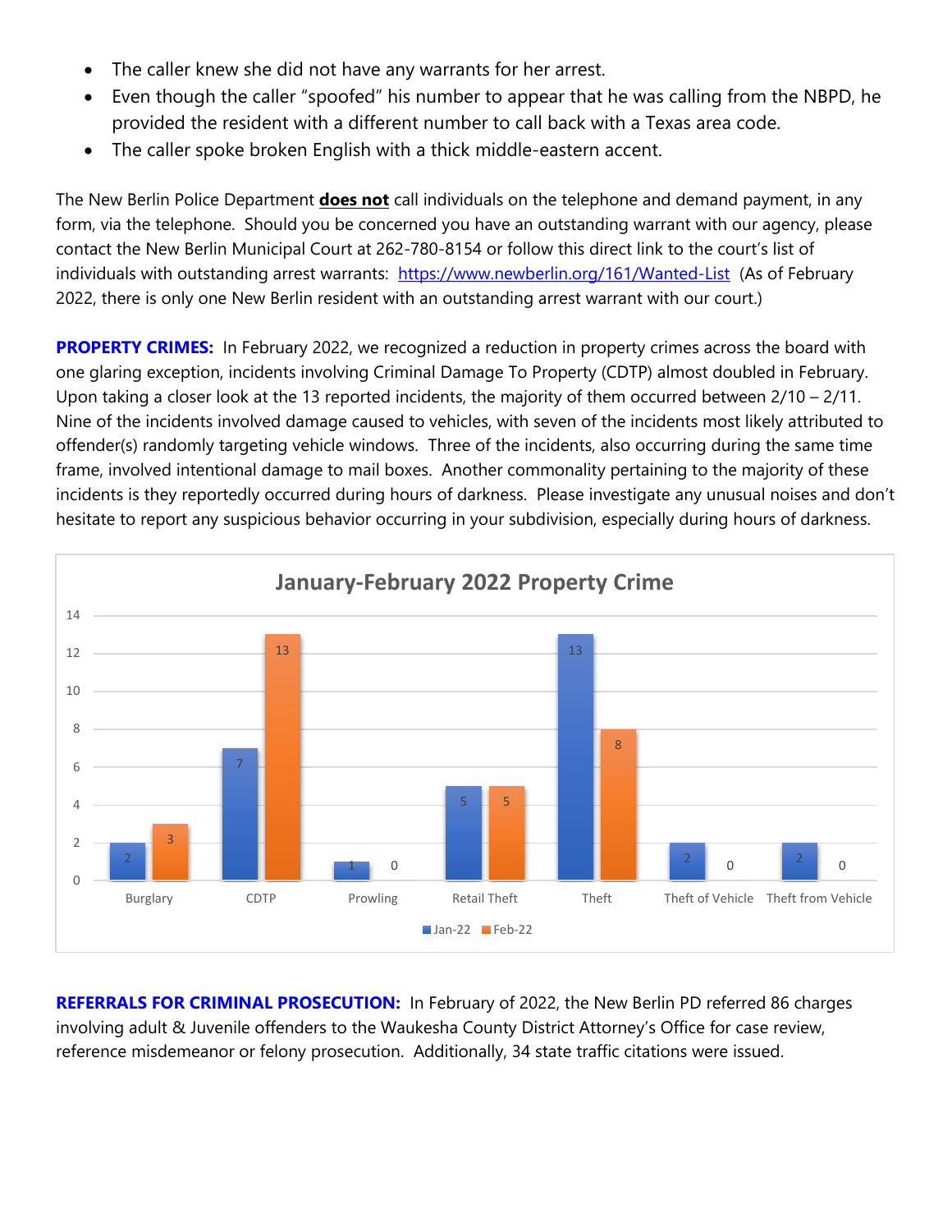- The caller knew she did not have any warrants for her arrest.
- Even though the caller "spoofed" his number to appear that he was calling from the NBPD, he provided the resident with a different number to call back with a Texas area code.
- The caller spoke broken English with a thick middle-eastern accent.

The New Berlin Police Department **does not** call individuals on the telephone and demand payment, in any form, via the telephone. Should you be concerned you have an outstanding warrant with our agency, please contact the New Berlin Municipal Court at 262-780-8154 or follow this direct link to the court's list of individuals with outstanding arrest warrants: [https://www.newberlin.org/161/Wanted-List](https://www.newberlin.org/161/Wanted-List) (As of February 2022, there is only one New Berlin resident with an outstanding arrest warrant with our court.)

**PROPERTY CRIMES:** In February 2022, we recognized a reduction in property crimes across the board with one glaring exception, incidents involving Criminal Damage To Property (CDTP) almost doubled in February. Upon taking a closer look at the 13 reported incidents, the majority of them occurred between 2/10 – 2/11. Nine of the incidents involved damage caused to vehicles, with seven of the incidents most likely attributed to offender(s) randomly targeting vehicle windows. Three of the incidents, also occurring during the same time frame, involved intentional damage to mail boxes. Another commonality pertaining to the majority of these incidents is they reportedly occurred during hours of darkness. Please investigate any unusual noises and don't hesitate to report any suspicious behavior occurring in your subdivision, especially during hours of darkness.

**January-February 2022 Property Crime**

| | Jan-22 | Feb-22 |
|---|---|---|
| Burglary | 2 | 3 |
| CDTP | 7 | 13 |
| Prowling | 1 | 0 |
| Retail Theft | 5 | 5 |
| Theft | 13 | 8 |
| Theft of Vehicle | 2 | 0 |
| Theft from Vehicle | 2 | 0 |

**REFERRALS FOR CRIMINAL PROSECUTION:** In February of 2022, the New Berlin PD referred 86 charges involving adult & Juvenile offenders to the Waukesha County District Attorney's Office for case review, reference misdemeanor or felony prosecution. Additionally, 34 state traffic citations were issued.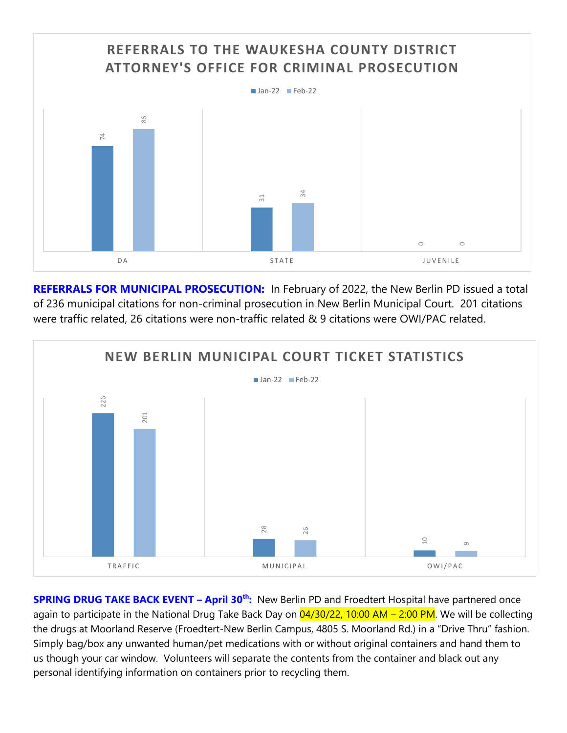## REFERRALS TO THE WAUKESHA COUNTY DISTRICT ATTORNEY'S OFFICE FOR CRIMINAL PROSECUTION

| | Jan-22 | Feb-22 |
|---|---|---|
| DA | 74 | 86 |
| STATE | 31 | 34 |
| JUVENILE | 0 | 0 |

**REFERRALS FOR MUNICIPAL PROSECUTION:** In February of 2022, the New Berlin PD issued a total of 236 municipal citations for non-criminal prosecution in New Berlin Municipal Court. 201 citations were traffic related, 26 citations were non-traffic related & 9 citations were OWI/PAC related.

## NEW BERLIN MUNICIPAL COURT TICKET STATISTICS

| | Jan-22 | Feb-22 |
|---|---|---|
| TRAFFIC | 226 | 201 |
| MUNICIPAL | 28 | 26 |
| OWI/PAC | 10 | 9 |

**SPRING DRUG TAKE BACK EVENT – April 30th:** New Berlin PD and Froedtert Hospital have partnered once again to participate in the National Drug Take Back Day on 04/30/22, 10:00 AM – 2:00 PM. We will be collecting the drugs at Moorland Reserve (Froedtert-New Berlin Campus, 4805 S. Moorland Rd.) in a "Drive Thru" fashion. Simply bag/box any unwanted human/pet medications with or without original containers and hand them to us though your car window. Volunteers will separate the contents from the container and black out any personal identifying information on containers prior to recycling them.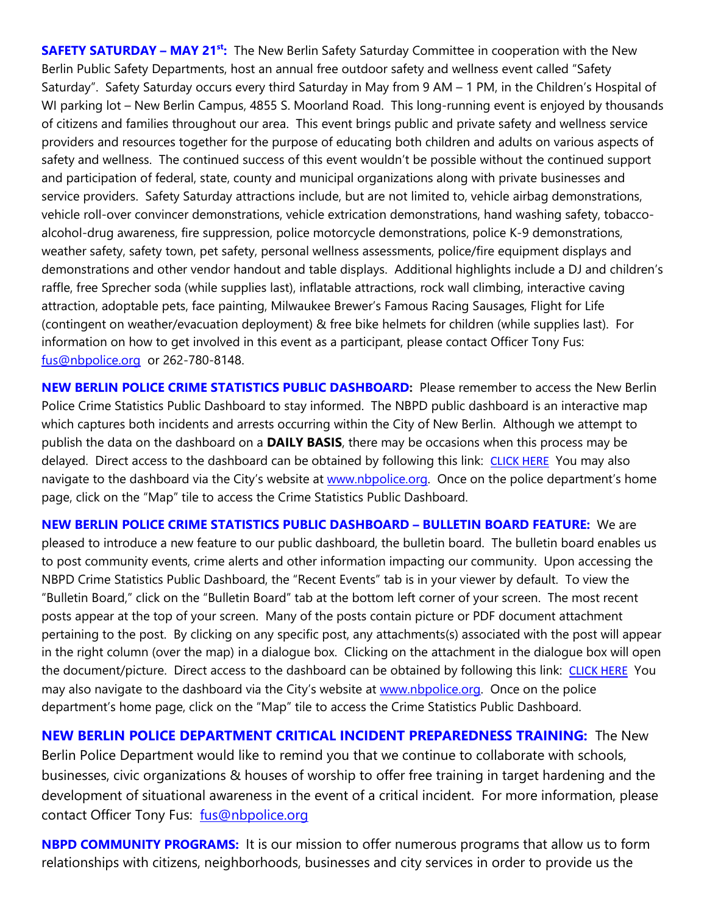**SAFETY SATURDAY – MAY 21st:** The New Berlin Safety Saturday Committee in cooperation with the New Berlin Public Safety Departments, host an annual free outdoor safety and wellness event called "Safety Saturday". Safety Saturday occurs every third Saturday in May from 9 AM – 1 PM, in the Children's Hospital of WI parking lot – New Berlin Campus, 4855 S. Moorland Road. This long-running event is enjoyed by thousands of citizens and families throughout our area. This event brings public and private safety and wellness service providers and resources together for the purpose of educating both children and adults on various aspects of safety and wellness. The continued success of this event wouldn't be possible without the continued support and participation of federal, state, county and municipal organizations along with private businesses and service providers. Safety Saturday attractions include, but are not limited to, vehicle airbag demonstrations, vehicle roll-over convincer demonstrations, vehicle extrication demonstrations, hand washing safety, tobacco-alcohol-drug awareness, fire suppression, police motorcycle demonstrations, police K-9 demonstrations, weather safety, safety town, pet safety, personal wellness assessments, police/fire equipment displays and demonstrations and other vendor handout and table displays. Additional highlights include a DJ and children's raffle, free Sprecher soda (while supplies last), inflatable attractions, rock wall climbing, interactive caving attraction, adoptable pets, face painting, Milwaukee Brewer's Famous Racing Sausages, Flight for Life (contingent on weather/evacuation deployment) & free bike helmets for children (while supplies last). For information on how to get involved in this event as a participant, please contact Officer Tony Fus: fus@nbpolice.org or 262-780-8148.

**NEW BERLIN POLICE CRIME STATISTICS PUBLIC DASHBOARD:** Please remember to access the New Berlin Police Crime Statistics Public Dashboard to stay informed. The NBPD public dashboard is an interactive map which captures both incidents and arrests occurring within the City of New Berlin. Although we attempt to publish the data on the dashboard on a **DAILY BASIS**, there may be occasions when this process may be delayed. Direct access to the dashboard can be obtained by following this link: CLICK HERE You may also navigate to the dashboard via the City's website at www.nbpolice.org. Once on the police department's home page, click on the "Map" tile to access the Crime Statistics Public Dashboard.

**NEW BERLIN POLICE CRIME STATISTICS PUBLIC DASHBOARD – BULLETIN BOARD FEATURE:** We are pleased to introduce a new feature to our public dashboard, the bulletin board. The bulletin board enables us to post community events, crime alerts and other information impacting our community. Upon accessing the NBPD Crime Statistics Public Dashboard, the "Recent Events" tab is in your viewer by default. To view the "Bulletin Board," click on the "Bulletin Board" tab at the bottom left corner of your screen. The most recent posts appear at the top of your screen. Many of the posts contain picture or PDF document attachment pertaining to the post. By clicking on any specific post, any attachments(s) associated with the post will appear in the right column (over the map) in a dialogue box. Clicking on the attachment in the dialogue box will open the document/picture. Direct access to the dashboard can be obtained by following this link: CLICK HERE You may also navigate to the dashboard via the City's website at www.nbpolice.org. Once on the police department's home page, click on the "Map" tile to access the Crime Statistics Public Dashboard.

**NEW BERLIN POLICE DEPARTMENT CRITICAL INCIDENT PREPAREDNESS TRAINING:** The New Berlin Police Department would like to remind you that we continue to collaborate with schools, businesses, civic organizations & houses of worship to offer free training in target hardening and the development of situational awareness in the event of a critical incident. For more information, please contact Officer Tony Fus: fus@nbpolice.org

**NBPD COMMUNITY PROGRAMS:** It is our mission to offer numerous programs that allow us to form relationships with citizens, neighborhoods, businesses and city services in order to provide us the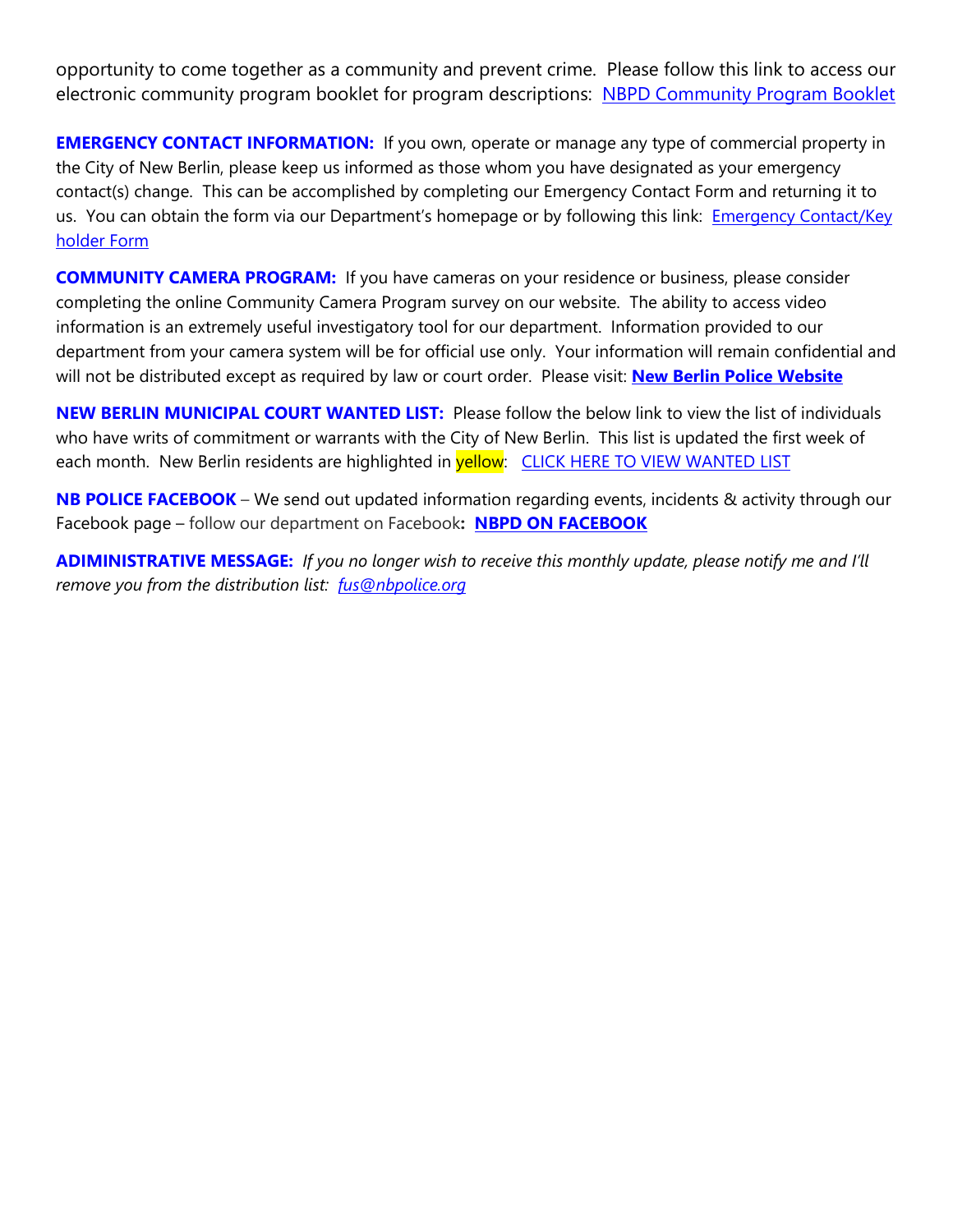opportunity to come together as a community and prevent crime. Please follow this link to access our electronic community program booklet for program descriptions: NBPD Community Program Booklet

**EMERGENCY CONTACT INFORMATION:** If you own, operate or manage any type of commercial property in the City of New Berlin, please keep us informed as those whom you have designated as your emergency contact(s) change. This can be accomplished by completing our Emergency Contact Form and returning it to us. You can obtain the form via our Department's homepage or by following this link: Emergency Contact/Key holder Form

**COMMUNITY CAMERA PROGRAM:** If you have cameras on your residence or business, please consider completing the online Community Camera Program survey on our website. The ability to access video information is an extremely useful investigatory tool for our department. Information provided to our department from your camera system will be for official use only. Your information will remain confidential and will not be distributed except as required by law or court order. Please visit: **New Berlin Police Website**

**NEW BERLIN MUNICIPAL COURT WANTED LIST:** Please follow the below link to view the list of individuals who have writs of commitment or warrants with the City of New Berlin. This list is updated the first week of each month. New Berlin residents are highlighted in yellow: CLICK HERE TO VIEW WANTED LIST

**NB POLICE FACEBOOK** – We send out updated information regarding events, incidents & activity through our Facebook page – follow our department on Facebook**:** **NBPD ON FACEBOOK**

**ADIMINISTRATIVE MESSAGE:** *If you no longer wish to receive this monthly update, please notify me and I'll remove you from the distribution list: fus@nbpolice.org*